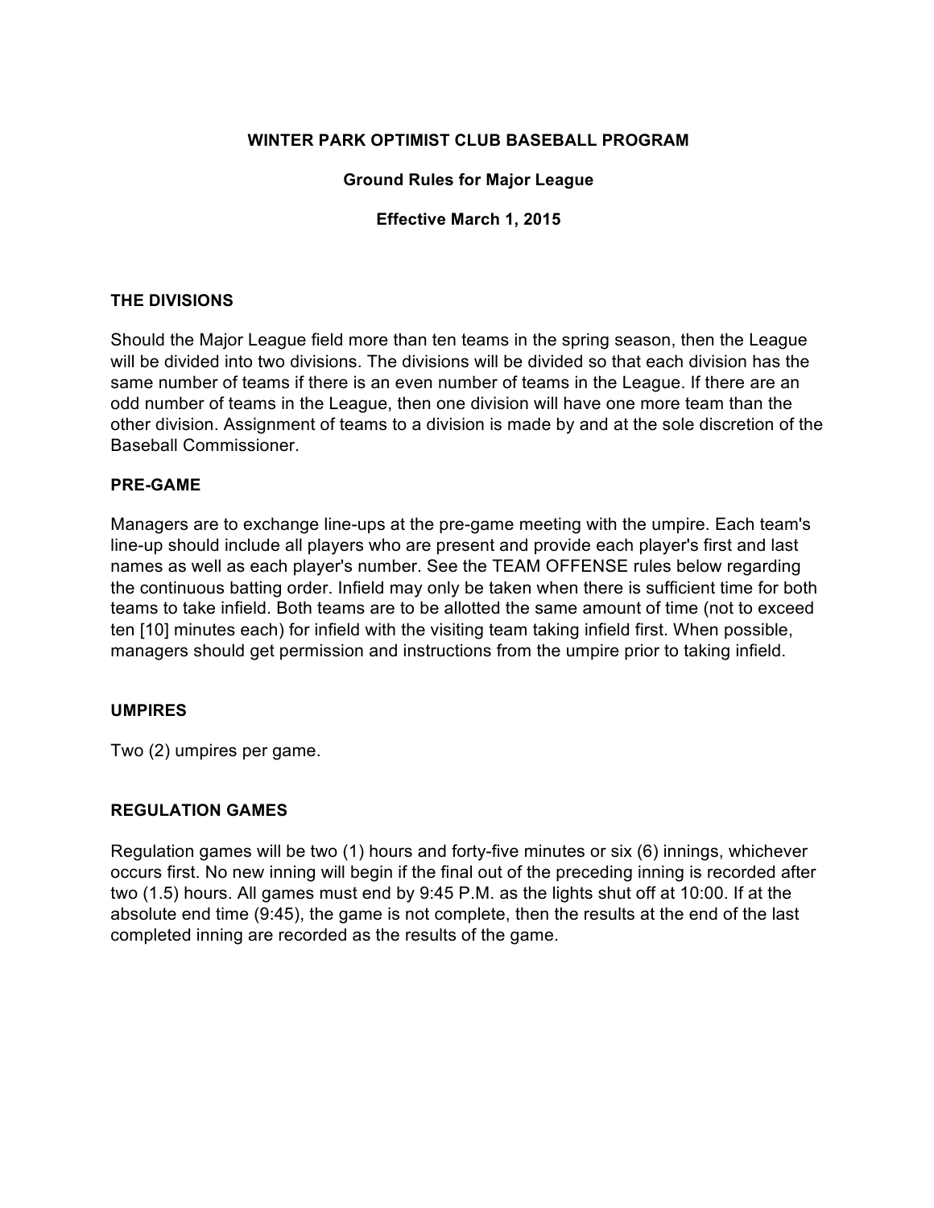**WINTER PARK OPTIMIST CLUB BASEBALL PROGRAM**

**Ground Rules for Major League**

**Effective March 1, 2015**

## THE DIVISIONS

Should the Major League field more than ten teams in the spring season, then the League will be divided into two divisions. The divisions will be divided so that each division has the same number of teams if there is an even number of teams in the League. If there are an odd number of teams in the League, then one division will have one more team than the other division. Assignment of teams to a division is made by and at the sole discretion of the Baseball Commissioner.

## PRE-GAME

Managers are to exchange line-ups at the pre-game meeting with the umpire. Each team's line-up should include all players who are present and provide each player's first and last names as well as each player's number. See the TEAM OFFENSE rules below regarding the continuous batting order. Infield may only be taken when there is sufficient time for both teams to take infield. Both teams are to be allotted the same amount of time (not to exceed ten [10] minutes each) for infield with the visiting team taking infield first. When possible, managers should get permission and instructions from the umpire prior to taking infield.

## UMPIRES

Two (2) umpires per game.

## REGULATION GAMES

Regulation games will be two (1) hours and forty-five minutes or six (6) innings, whichever occurs first. No new inning will begin if the final out of the preceding inning is recorded after two (1.5) hours. All games must end by 9:45 P.M. as the lights shut off at 10:00. If at the absolute end time (9:45), the game is not complete, then the results at the end of the last completed inning are recorded as the results of the game.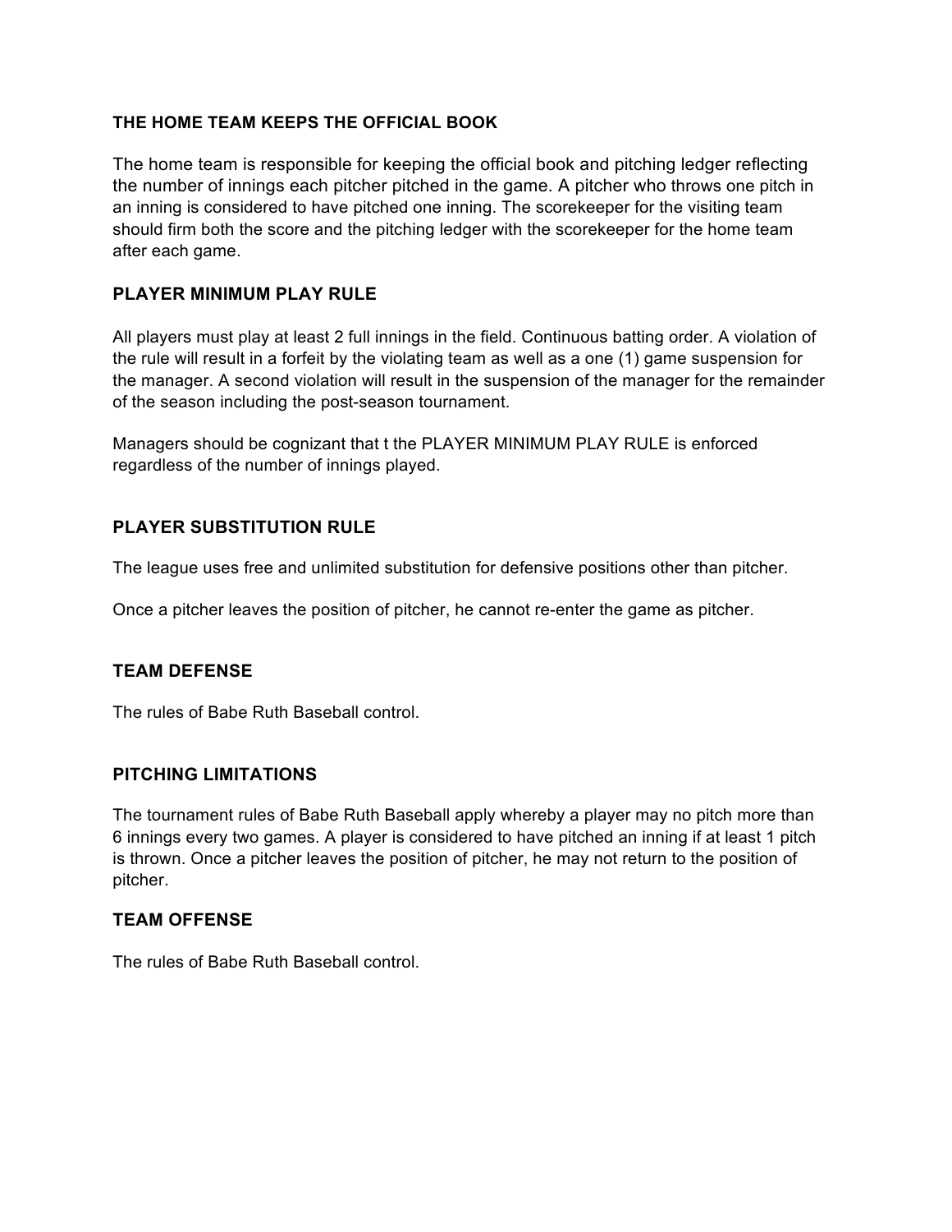## THE HOME TEAM KEEPS THE OFFICIAL BOOK

The home team is responsible for keeping the official book and pitching ledger reflecting the number of innings each pitcher pitched in the game. A pitcher who throws one pitch in an inning is considered to have pitched one inning. The scorekeeper for the visiting team should firm both the score and the pitching ledger with the scorekeeper for the home team after each game.

## PLAYER MINIMUM PLAY RULE

All players must play at least 2 full innings in the field. Continuous batting order. A violation of the rule will result in a forfeit by the violating team as well as a one (1) game suspension for the manager. A second violation will result in the suspension of the manager for the remainder of the season including the post-season tournament.

Managers should be cognizant that t the PLAYER MINIMUM PLAY RULE is enforced regardless of the number of innings played.

## PLAYER SUBSTITUTION RULE

The league uses free and unlimited substitution for defensive positions other than pitcher.

Once a pitcher leaves the position of pitcher, he cannot re-enter the game as pitcher.

## TEAM DEFENSE

The rules of Babe Ruth Baseball control.

## PITCHING LIMITATIONS

The tournament rules of Babe Ruth Baseball apply whereby a player may no pitch more than 6 innings every two games. A player is considered to have pitched an inning if at least 1 pitch is thrown. Once a pitcher leaves the position of pitcher, he may not return to the position of pitcher.

## TEAM OFFENSE

The rules of Babe Ruth Baseball control.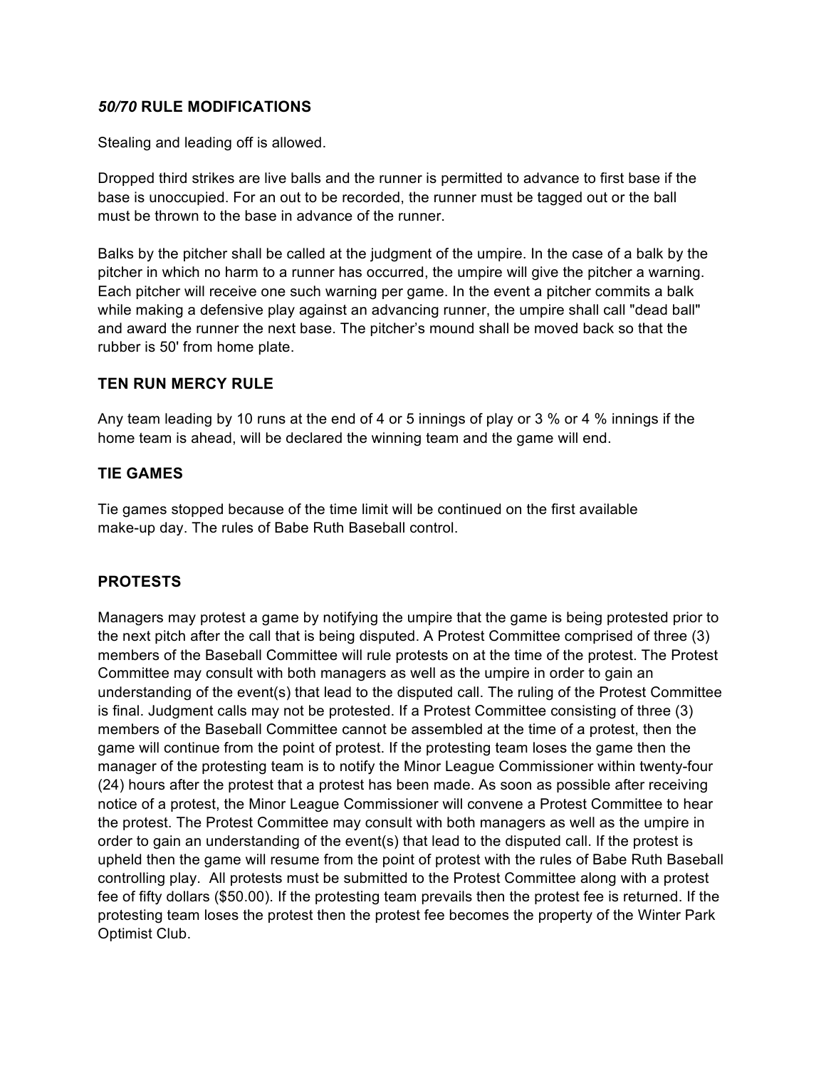### *50/70* RULE MODIFICATIONS

Stealing and leading off is allowed.

Dropped third strikes are live balls and the runner is permitted to advance to first base if the base is unoccupied. For an out to be recorded, the runner must be tagged out or the ball must be thrown to the base in advance of the runner.

Balks by the pitcher shall be called at the judgment of the umpire. In the case of a balk by the pitcher in which no harm to a runner has occurred, the umpire will give the pitcher a warning. Each pitcher will receive one such warning per game. In the event a pitcher commits a balk while making a defensive play against an advancing runner, the umpire shall call "dead ball" and award the runner the next base. The pitcher's mound shall be moved back so that the rubber is 50' from home plate.

### TEN RUN MERCY RULE

Any team leading by 10 runs at the end of 4 or 5 innings of play or 3 % or 4 % innings if the home team is ahead, will be declared the winning team and the game will end.

### TIE GAMES

Tie games stopped because of the time limit will be continued on the first available make-up day. The rules of Babe Ruth Baseball control.

### PROTESTS

Managers may protest a game by notifying the umpire that the game is being protested prior to the next pitch after the call that is being disputed. A Protest Committee comprised of three (3) members of the Baseball Committee will rule protests on at the time of the protest. The Protest Committee may consult with both managers as well as the umpire in order to gain an understanding of the event(s) that lead to the disputed call. The ruling of the Protest Committee is final. Judgment calls may not be protested. If a Protest Committee consisting of three (3) members of the Baseball Committee cannot be assembled at the time of a protest, then the game will continue from the point of protest. If the protesting team loses the game then the manager of the protesting team is to notify the Minor League Commissioner within twenty-four (24) hours after the protest that a protest has been made. As soon as possible after receiving notice of a protest, the Minor League Commissioner will convene a Protest Committee to hear the protest. The Protest Committee may consult with both managers as well as the umpire in order to gain an understanding of the event(s) that lead to the disputed call. If the protest is upheld then the game will resume from the point of protest with the rules of Babe Ruth Baseball controlling play. All protests must be submitted to the Protest Committee along with a protest fee of fifty dollars ($50.00). If the protesting team prevails then the protest fee is returned. If the protesting team loses the protest then the protest fee becomes the property of the Winter Park Optimist Club.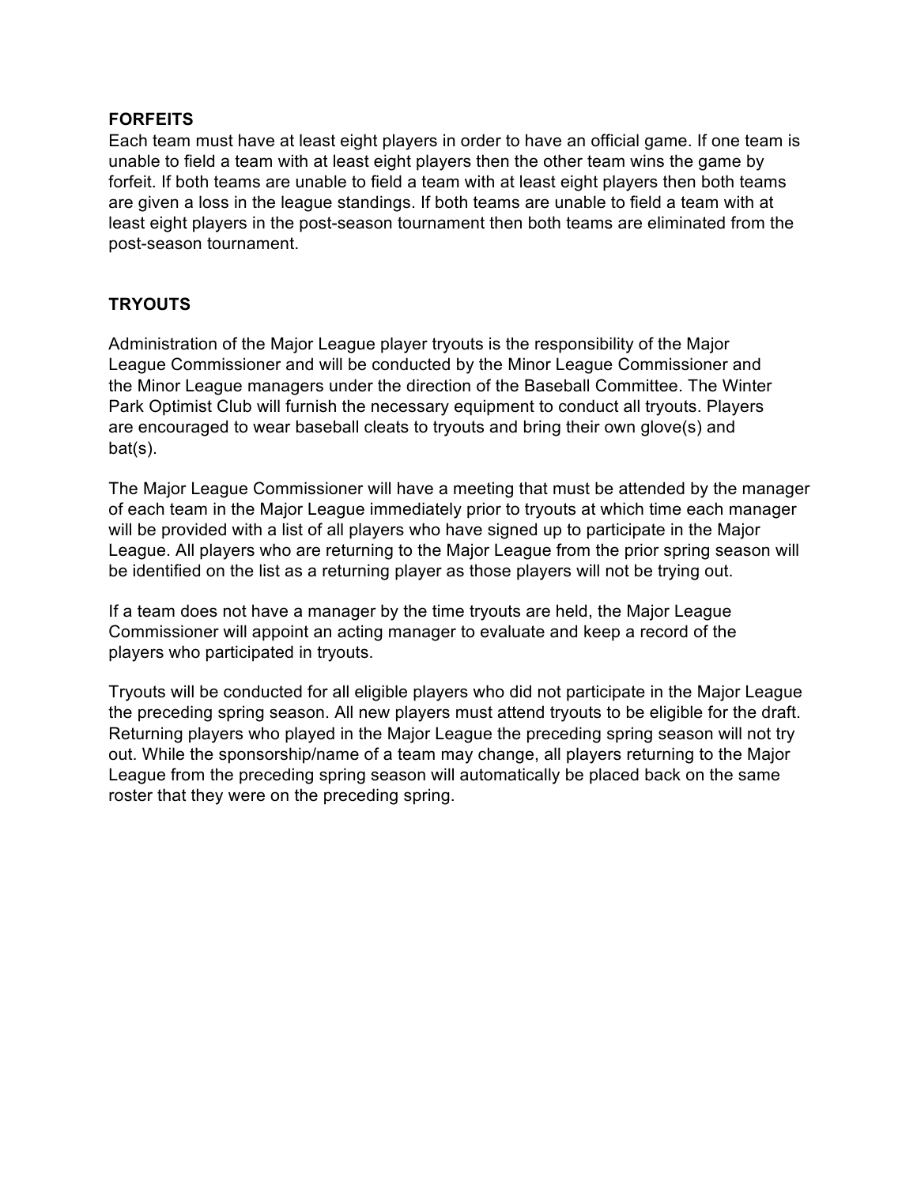**FORFEITS**

Each team must have at least eight players in order to have an official game. If one team is unable to field a team with at least eight players then the other team wins the game by forfeit. If both teams are unable to field a team with at least eight players then both teams are given a loss in the league standings. If both teams are unable to field a team with at least eight players in the post-season tournament then both teams are eliminated from the post-season tournament.

**TRYOUTS**

Administration of the Major League player tryouts is the responsibility of the Major League Commissioner and will be conducted by the Minor League Commissioner and the Minor League managers under the direction of the Baseball Committee. The Winter Park Optimist Club will furnish the necessary equipment to conduct all tryouts. Players are encouraged to wear baseball cleats to tryouts and bring their own glove(s) and bat(s).

The Major League Commissioner will have a meeting that must be attended by the manager of each team in the Major League immediately prior to tryouts at which time each manager will be provided with a list of all players who have signed up to participate in the Major League. All players who are returning to the Major League from the prior spring season will be identified on the list as a returning player as those players will not be trying out.

If a team does not have a manager by the time tryouts are held, the Major League Commissioner will appoint an acting manager to evaluate and keep a record of the players who participated in tryouts.

Tryouts will be conducted for all eligible players who did not participate in the Major League the preceding spring season. All new players must attend tryouts to be eligible for the draft. Returning players who played in the Major League the preceding spring season will not try out. While the sponsorship/name of a team may change, all players returning to the Major League from the preceding spring season will automatically be placed back on the same roster that they were on the preceding spring.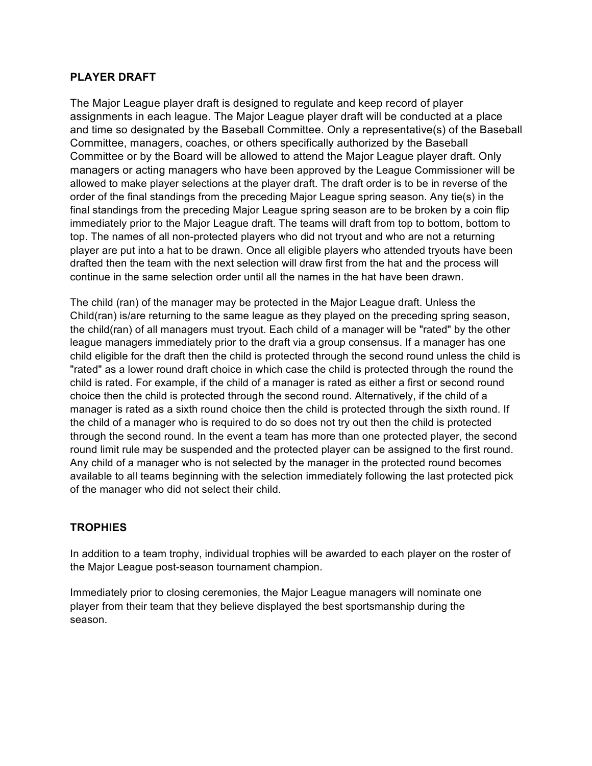## PLAYER DRAFT

The Major League player draft is designed to regulate and keep record of player assignments in each league. The Major League player draft will be conducted at a place and time so designated by the Baseball Committee. Only a representative(s) of the Baseball Committee, managers, coaches, or others specifically authorized by the Baseball Committee or by the Board will be allowed to attend the Major League player draft. Only managers or acting managers who have been approved by the League Commissioner will be allowed to make player selections at the player draft. The draft order is to be in reverse of the order of the final standings from the preceding Major League spring season. Any tie(s) in the final standings from the preceding Major League spring season are to be broken by a coin flip immediately prior to the Major League draft. The teams will draft from top to bottom, bottom to top. The names of all non-protected players who did not tryout and who are not a returning player are put into a hat to be drawn. Once all eligible players who attended tryouts have been drafted then the team with the next selection will draw first from the hat and the process will continue in the same selection order until all the names in the hat have been drawn.

The child (ran) of the manager may be protected in the Major League draft. Unless the Child(ran) is/are returning to the same league as they played on the preceding spring season, the child(ran) of all managers must tryout. Each child of a manager will be "rated" by the other league managers immediately prior to the draft via a group consensus. If a manager has one child eligible for the draft then the child is protected through the second round unless the child is "rated" as a lower round draft choice in which case the child is protected through the round the child is rated. For example, if the child of a manager is rated as either a first or second round choice then the child is protected through the second round. Alternatively, if the child of a manager is rated as a sixth round choice then the child is protected through the sixth round. If the child of a manager who is required to do so does not try out then the child is protected through the second round. In the event a team has more than one protected player, the second round limit rule may be suspended and the protected player can be assigned to the first round. Any child of a manager who is not selected by the manager in the protected round becomes available to all teams beginning with the selection immediately following the last protected pick of the manager who did not select their child.

## TROPHIES

In addition to a team trophy, individual trophies will be awarded to each player on the roster of the Major League post-season tournament champion.

Immediately prior to closing ceremonies, the Major League managers will nominate one player from their team that they believe displayed the best sportsmanship during the season.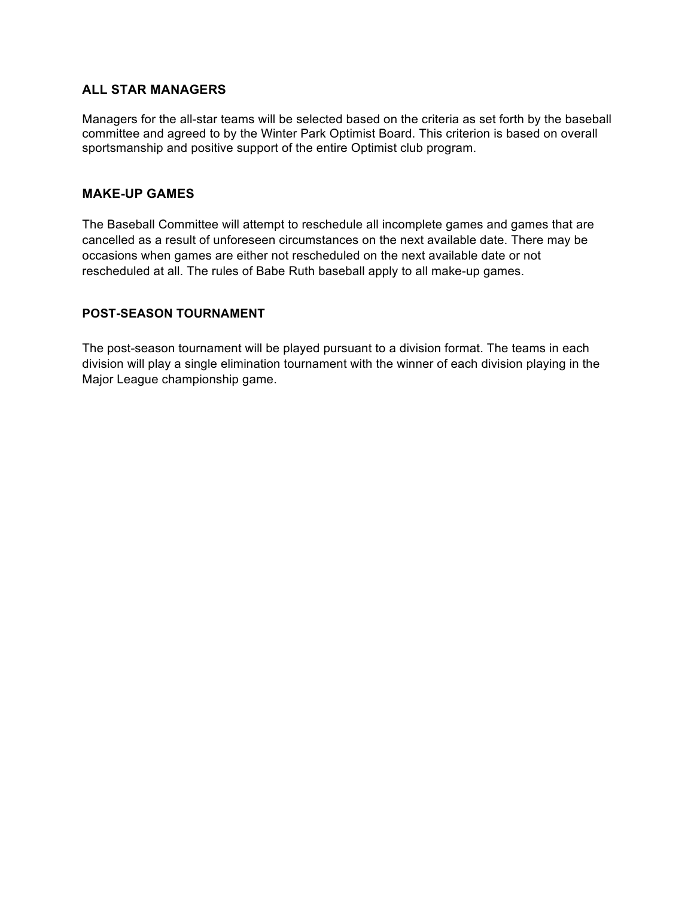### ALL STAR MANAGERS

Managers for the all-star teams will be selected based on the criteria as set forth by the baseball committee and agreed to by the Winter Park Optimist Board. This criterion is based on overall sportsmanship and positive support of the entire Optimist club program.

### MAKE-UP GAMES

The Baseball Committee will attempt to reschedule all incomplete games and games that are cancelled as a result of unforeseen circumstances on the next available date. There may be occasions when games are either not rescheduled on the next available date or not rescheduled at all. The rules of Babe Ruth baseball apply to all make-up games.

### POST-SEASON TOURNAMENT

The post-season tournament will be played pursuant to a division format. The teams in each division will play a single elimination tournament with the winner of each division playing in the Major League championship game.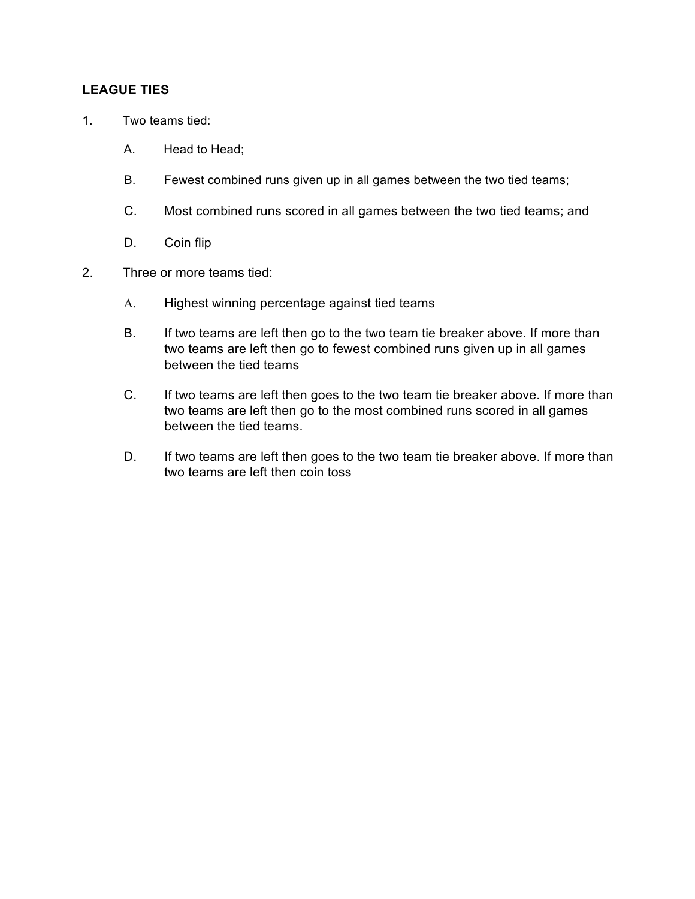**LEAGUE TIES**

1. Two teams tied:

   A. Head to Head;

   B. Fewest combined runs given up in all games between the two tied teams;

   C. Most combined runs scored in all games between the two tied teams; and

   D. Coin flip

2. Three or more teams tied:

   A. Highest winning percentage against tied teams

   B. If two teams are left then go to the two team tie breaker above. If more than two teams are left then go to fewest combined runs given up in all games between the tied teams

   C. If two teams are left then goes to the two team tie breaker above. If more than two teams are left then go to the most combined runs scored in all games between the tied teams.

   D. If two teams are left then goes to the two team tie breaker above. If more than two teams are left then coin toss